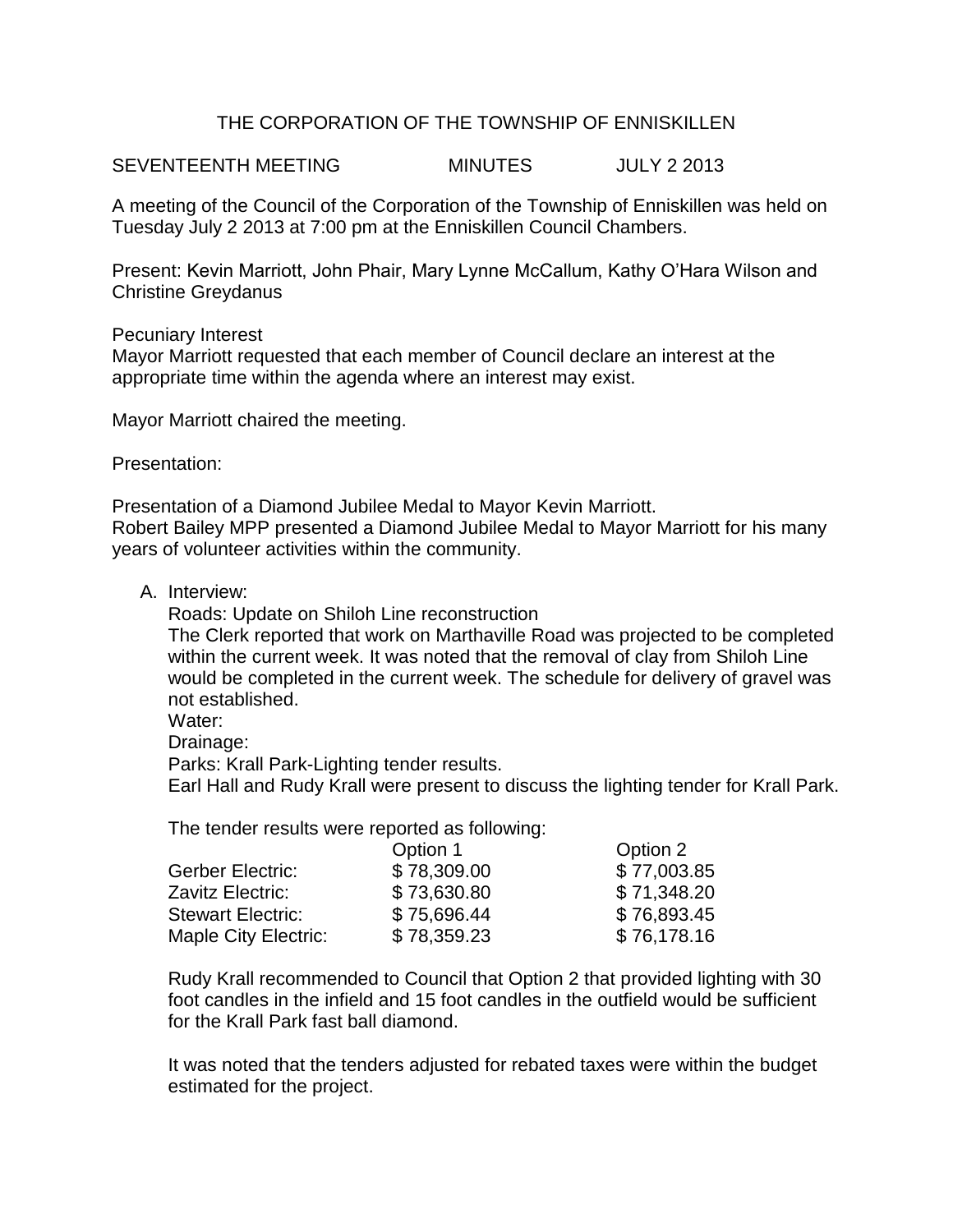# THE CORPORATION OF THE TOWNSHIP OF ENNISKILLEN

SEVENTEENTH MEETING MINUTES JULY 2 2013

A meeting of the Council of the Corporation of the Township of Enniskillen was held on Tuesday July 2 2013 at 7:00 pm at the Enniskillen Council Chambers.

Present: Kevin Marriott, John Phair, Mary Lynne McCallum, Kathy O'Hara Wilson and Christine Greydanus

Pecuniary Interest
Mayor Marriott requested that each member of Council declare an interest at the appropriate time within the agenda where an interest may exist.

Mayor Marriott chaired the meeting.

Presentation:

Presentation of a Diamond Jubilee Medal to Mayor Kevin Marriott.
Robert Bailey MPP presented a Diamond Jubilee Medal to Mayor Marriott for his many years of volunteer activities within the community.

A. Interview:
   Roads: Update on Shiloh Line reconstruction
   The Clerk reported that work on Marthaville Road was projected to be completed within the current week. It was noted that the removal of clay from Shiloh Line would be completed in the current week. The schedule for delivery of gravel was not established.
   Water:
   Drainage:
   Parks: Krall Park-Lighting tender results.
   Earl Hall and Rudy Krall were present to discuss the lighting tender for Krall Park.

   The tender results were reported as following:

   | | Option 1 | Option 2 |
   |---|---|---|
   | Gerber Electric: | $ 78,309.00 | $ 77,003.85 |
   | Zavitz Electric: | $ 73,630.80 | $ 71,348.20 |
   | Stewart Electric: | $ 75,696.44 | $ 76,893.45 |
   | Maple City Electric: | $ 78,359.23 | $ 76,178.16 |

   Rudy Krall recommended to Council that Option 2 that provided lighting with 30 foot candles in the infield and 15 foot candles in the outfield would be sufficient for the Krall Park fast ball diamond.

   It was noted that the tenders adjusted for rebated taxes were within the budget estimated for the project.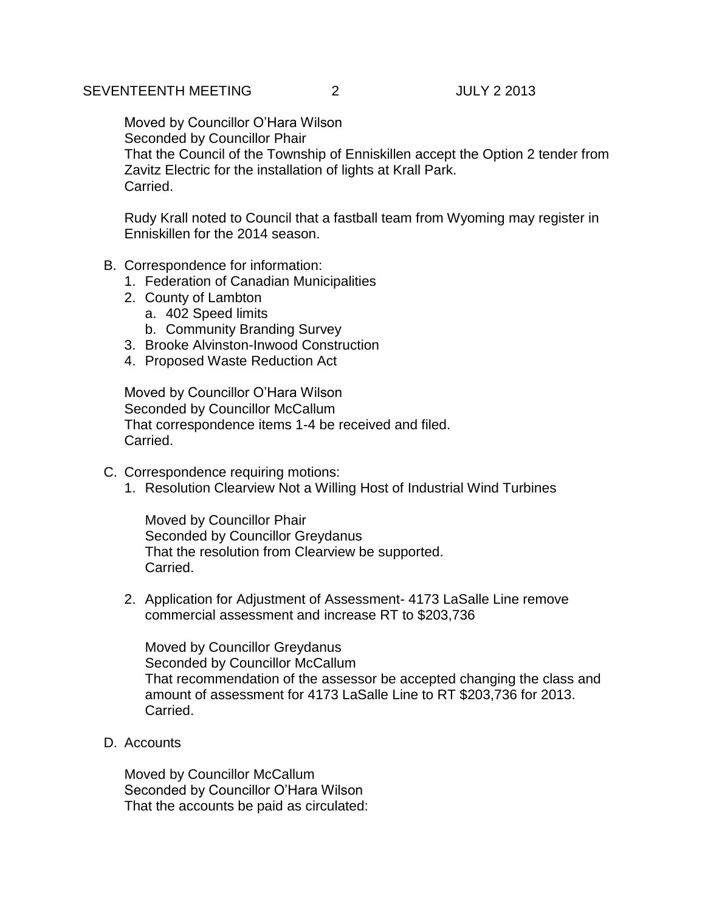Moved by Councillor O'Hara Wilson
Seconded by Councillor Phair
That the Council of the Township of Enniskillen accept the Option 2 tender from Zavitz Electric for the installation of lights at Krall Park.
Carried.

Rudy Krall noted to Council that a fastball team from Wyoming may register in Enniskillen for the 2014 season.

B. Correspondence for information:
   1. Federation of Canadian Municipalities
   2. County of Lambton
      a. 402 Speed limits
      b. Community Branding Survey
   3. Brooke Alvinston-Inwood Construction
   4. Proposed Waste Reduction Act

   Moved by Councillor O'Hara Wilson
   Seconded by Councillor McCallum
   That correspondence items 1-4 be received and filed.
   Carried.

C. Correspondence requiring motions:
   1. Resolution Clearview Not a Willing Host of Industrial Wind Turbines

      Moved by Councillor Phair
      Seconded by Councillor Greydanus
      That the resolution from Clearview be supported.
      Carried.

   2. Application for Adjustment of Assessment- 4173 LaSalle Line remove commercial assessment and increase RT to $203,736

      Moved by Councillor Greydanus
      Seconded by Councillor McCallum
      That recommendation of the assessor be accepted changing the class and amount of assessment for 4173 LaSalle Line to RT $203,736 for 2013.
      Carried.

D. Accounts

   Moved by Councillor McCallum
   Seconded by Councillor O'Hara Wilson
   That the accounts be paid as circulated: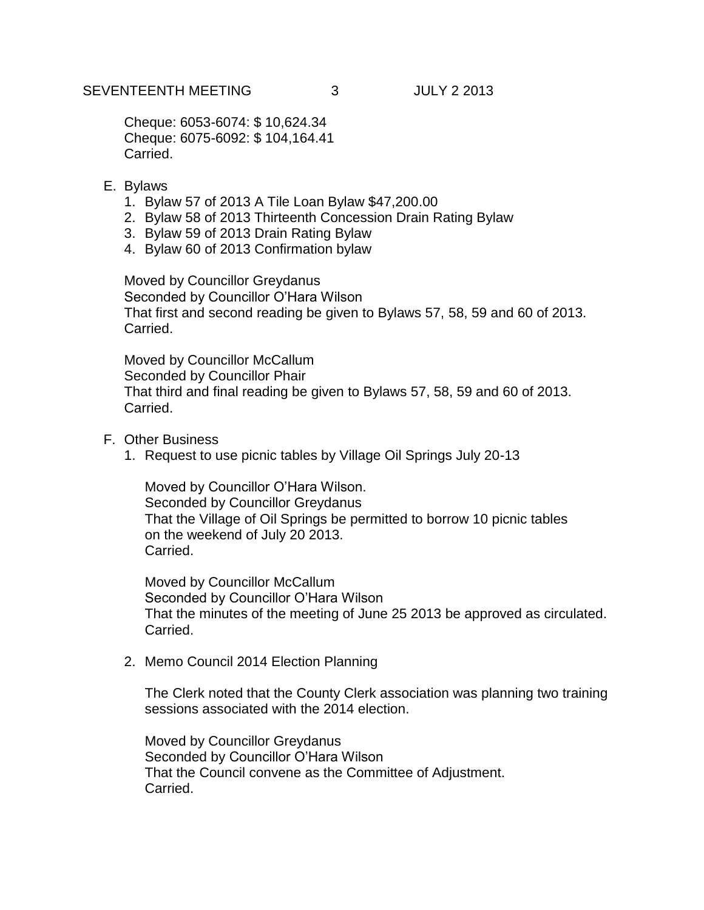Cheque: 6053-6074: $ 10,624.34
Cheque: 6075-6092: $ 104,164.41
Carried.

E. Bylaws
   1. Bylaw 57 of 2013 A Tile Loan Bylaw $47,200.00
   2. Bylaw 58 of 2013 Thirteenth Concession Drain Rating Bylaw
   3. Bylaw 59 of 2013 Drain Rating Bylaw
   4. Bylaw 60 of 2013 Confirmation bylaw

   Moved by Councillor Greydanus
   Seconded by Councillor O'Hara Wilson
   That first and second reading be given to Bylaws 57, 58, 59 and 60 of 2013.
   Carried.

   Moved by Councillor McCallum
   Seconded by Councillor Phair
   That third and final reading be given to Bylaws 57, 58, 59 and 60 of 2013.
   Carried.

F. Other Business
   1. Request to use picnic tables by Village Oil Springs July 20-13

      Moved by Councillor O'Hara Wilson.
      Seconded by Councillor Greydanus
      That the Village of Oil Springs be permitted to borrow 10 picnic tables on the weekend of July 20 2013.
      Carried.

      Moved by Councillor McCallum
      Seconded by Councillor O'Hara Wilson
      That the minutes of the meeting of June 25 2013 be approved as circulated.
      Carried.

   2. Memo Council 2014 Election Planning

      The Clerk noted that the County Clerk association was planning two training sessions associated with the 2014 election.

      Moved by Councillor Greydanus
      Seconded by Councillor O'Hara Wilson
      That the Council convene as the Committee of Adjustment.
      Carried.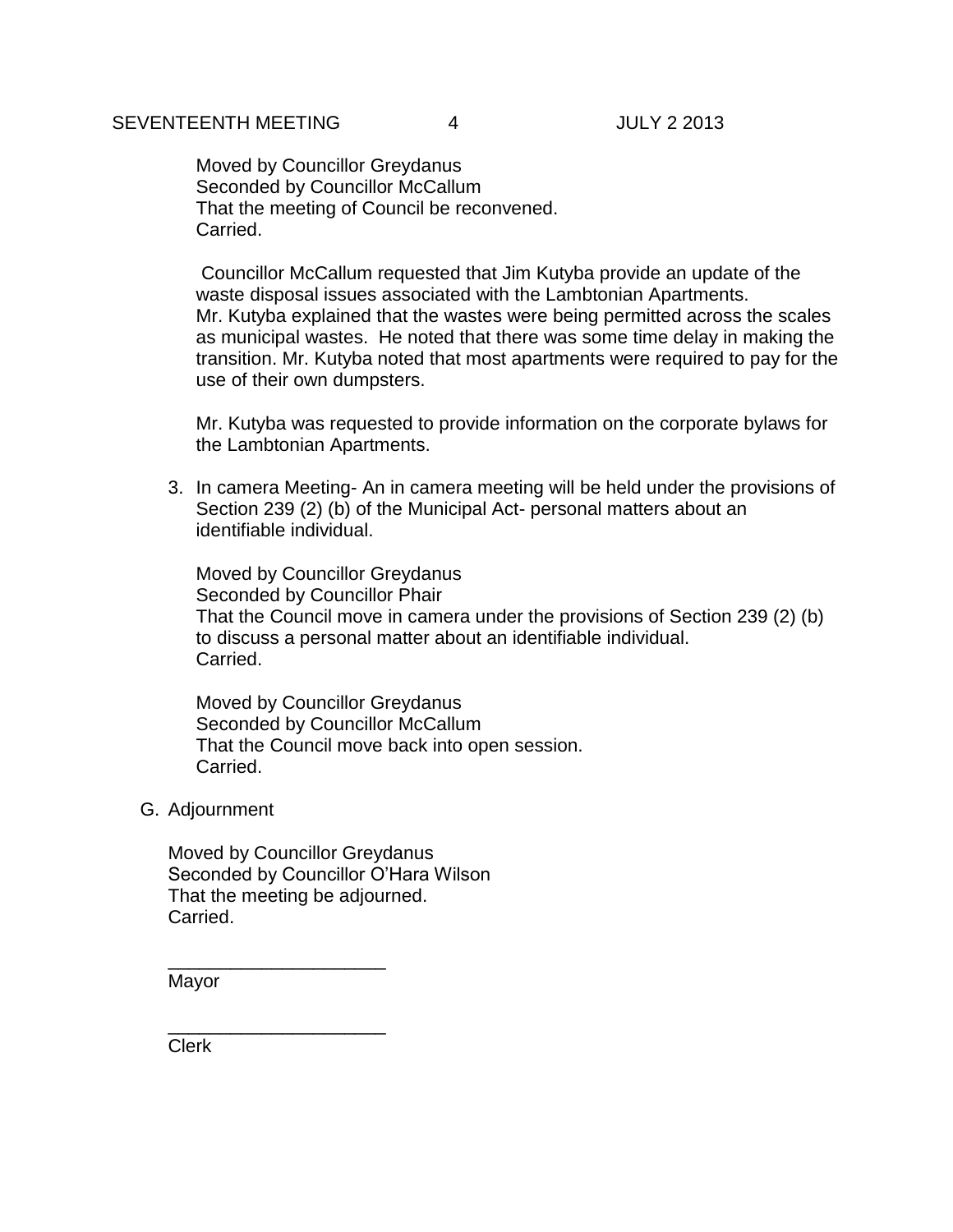Moved by Councillor Greydanus
Seconded by Councillor McCallum
That the meeting of Council be reconvened.
Carried.

Councillor McCallum requested that Jim Kutyba provide an update of the waste disposal issues associated with the Lambtonian Apartments. Mr. Kutyba explained that the wastes were being permitted across the scales as municipal wastes. He noted that there was some time delay in making the transition. Mr. Kutyba noted that most apartments were required to pay for the use of their own dumpsters.

Mr. Kutyba was requested to provide information on the corporate bylaws for the Lambtonian Apartments.

3. In camera Meeting- An in camera meeting will be held under the provisions of Section 239 (2) (b) of the Municipal Act- personal matters about an identifiable individual.

   Moved by Councillor Greydanus
   Seconded by Councillor Phair
   That the Council move in camera under the provisions of Section 239 (2) (b) to discuss a personal matter about an identifiable individual.
   Carried.

   Moved by Councillor Greydanus
   Seconded by Councillor McCallum
   That the Council move back into open session.
   Carried.

G. Adjournment

   Moved by Councillor Greydanus
   Seconded by Councillor O'Hara Wilson
   That the meeting be adjourned.
   Carried.

_____________________
Mayor

_____________________
Clerk